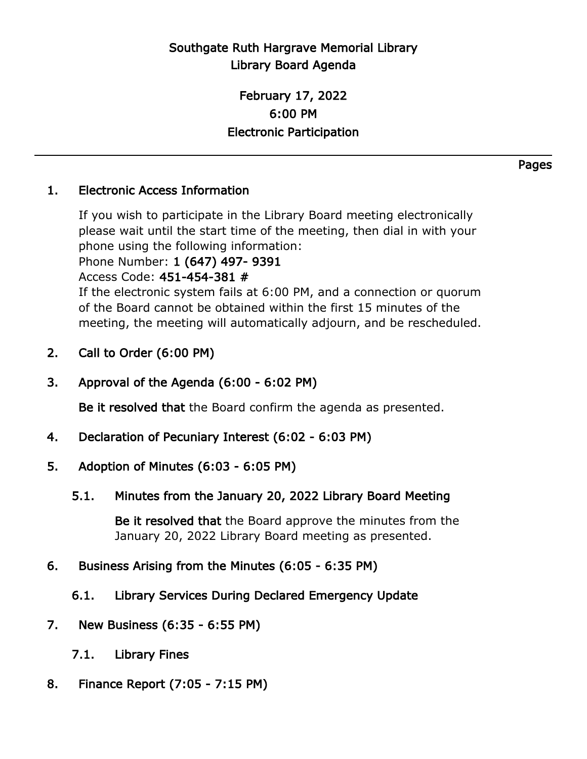# Southgate Ruth Hargrave Memorial Library
## Library Board Agenda

**February 17, 2022**
**6:00 PM**
**Electronic Participation**

---

Pages

1. **Electronic Access Information**

   If you wish to participate in the Library Board meeting electronically please wait until the start time of the meeting, then dial in with your phone using the following information:
   Phone Number: **1 (647) 497- 9391**
   Access Code: **451-454-381 #**
   If the electronic system fails at 6:00 PM, and a connection or quorum of the Board cannot be obtained within the first 15 minutes of the meeting, the meeting will automatically adjourn, and be rescheduled.

2. **Call to Order (6:00 PM)**

3. **Approval of the Agenda (6:00 - 6:02 PM)**

   **Be it resolved that** the Board confirm the agenda as presented.

4. **Declaration of Pecuniary Interest (6:02 - 6:03 PM)**

5. **Adoption of Minutes (6:03 - 6:05 PM)**

   5.1. **Minutes from the January 20, 2022 Library Board Meeting**

   **Be it resolved that** the Board approve the minutes from the January 20, 2022 Library Board meeting as presented.

6. **Business Arising from the Minutes (6:05 - 6:35 PM)**

   6.1. **Library Services During Declared Emergency Update**

7. **New Business (6:35 - 6:55 PM)**

   7.1. **Library Fines**

8. **Finance Report (7:05 - 7:15 PM)**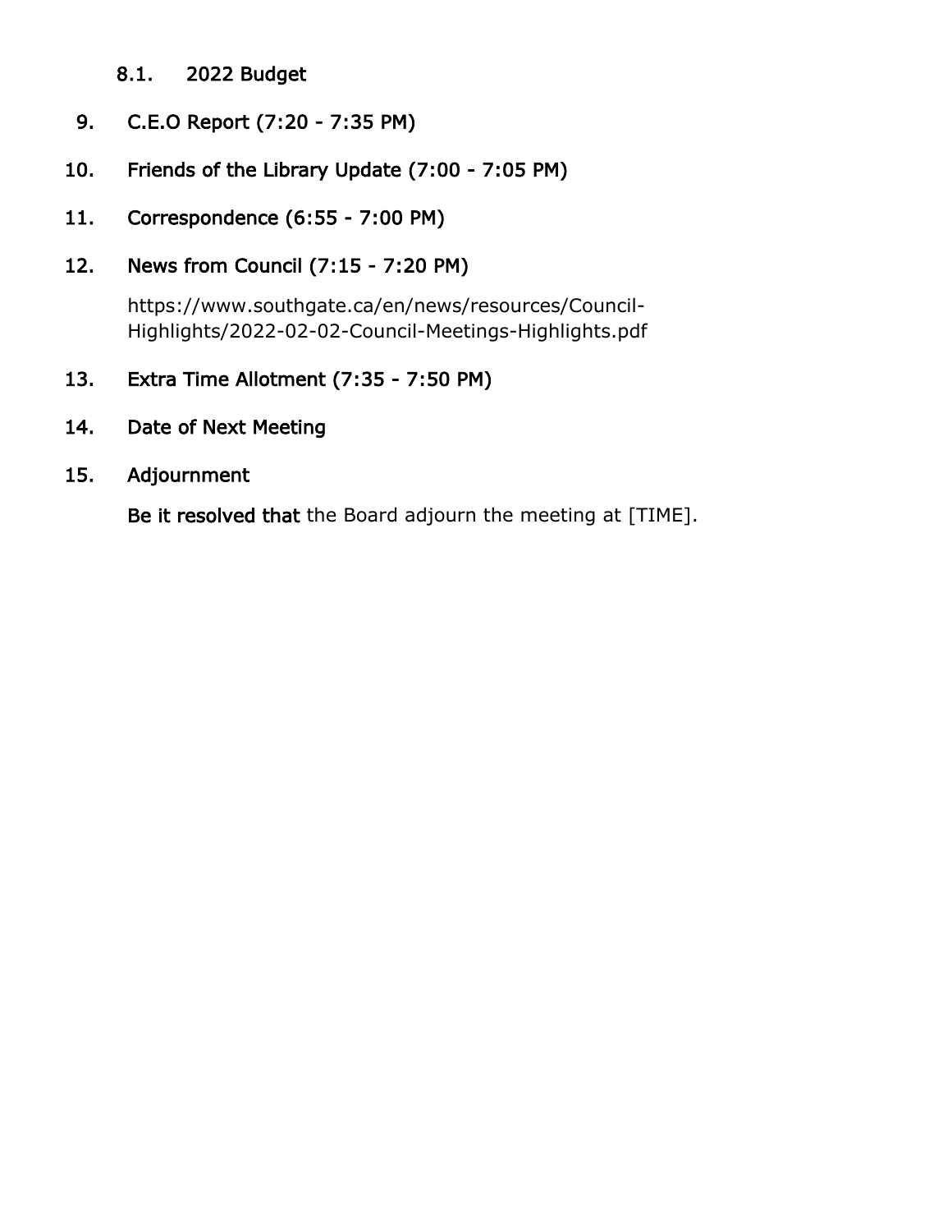### 8.1. 2022 Budget

## 9. C.E.O Report (7:20 - 7:35 PM)

## 10. Friends of the Library Update (7:00 - 7:05 PM)

## 11. Correspondence (6:55 - 7:00 PM)

## 12. News from Council (7:15 - 7:20 PM)

https://www.southgate.ca/en/news/resources/Council-Highlights/2022-02-02-Council-Meetings-Highlights.pdf

## 13. Extra Time Allotment (7:35 - 7:50 PM)

## 14. Date of Next Meeting

## 15. Adjournment

**Be it resolved that** the Board adjourn the meeting at [TIME].